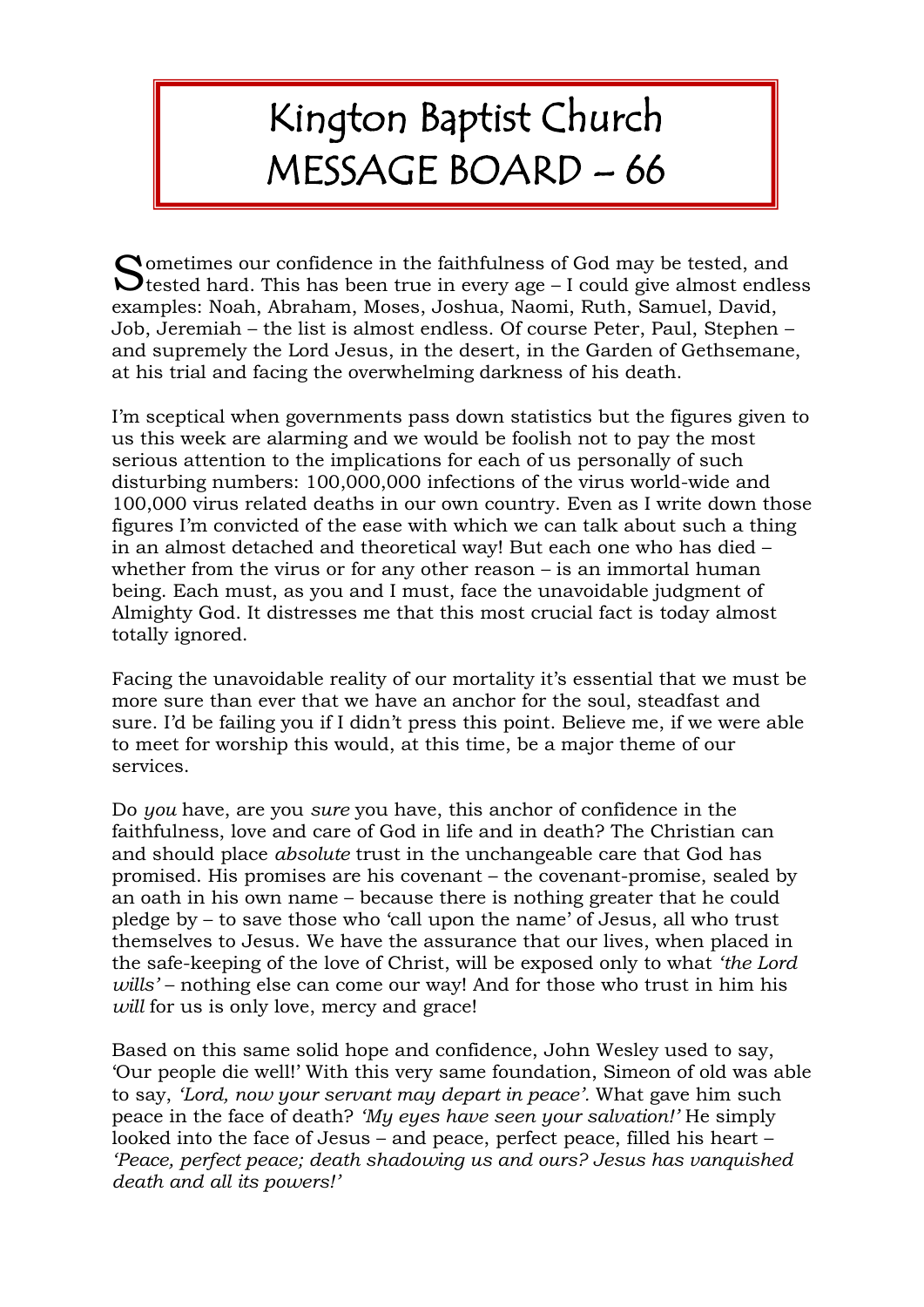# Kington Baptist Church
# MESSAGE BOARD – 66

Sometimes our confidence in the faithfulness of God may be tested, and tested hard. This has been true in every age – I could give almost endless examples: Noah, Abraham, Moses, Joshua, Naomi, Ruth, Samuel, David, Job, Jeremiah – the list is almost endless. Of course Peter, Paul, Stephen – and supremely the Lord Jesus, in the desert, in the Garden of Gethsemane, at his trial and facing the overwhelming darkness of his death.

I'm sceptical when governments pass down statistics but the figures given to us this week are alarming and we would be foolish not to pay the most serious attention to the implications for each of us personally of such disturbing numbers: 100,000,000 infections of the virus world-wide and 100,000 virus related deaths in our own country. Even as I write down those figures I'm convicted of the ease with which we can talk about such a thing in an almost detached and theoretical way! But each one who has died – whether from the virus or for any other reason – is an immortal human being. Each must, as you and I must, face the unavoidable judgment of Almighty God. It distresses me that this most crucial fact is today almost totally ignored.

Facing the unavoidable reality of our mortality it's essential that we must be more sure than ever that we have an anchor for the soul, steadfast and sure. I'd be failing you if I didn't press this point. Believe me, if we were able to meet for worship this would, at this time, be a major theme of our services.

Do *you* have, are you *sure* you have, this anchor of confidence in the faithfulness, love and care of God in life and in death? The Christian can and should place *absolute* trust in the unchangeable care that God has promised. His promises are his covenant – the covenant-promise, sealed by an oath in his own name – because there is nothing greater that he could pledge by – to save those who 'call upon the name' of Jesus, all who trust themselves to Jesus. We have the assurance that our lives, when placed in the safe-keeping of the love of Christ, will be exposed only to what *'the Lord wills'* – nothing else can come our way! And for those who trust in him his *will* for us is only love, mercy and grace!

Based on this same solid hope and confidence, John Wesley used to say, 'Our people die well!' With this very same foundation, Simeon of old was able to say, *'Lord, now your servant may depart in peace'.* What gave him such peace in the face of death? *'My eyes have seen your salvation!'* He simply looked into the face of Jesus – and peace, perfect peace, filled his heart – *'Peace, perfect peace; death shadowing us and ours? Jesus has vanquished death and all its powers!'*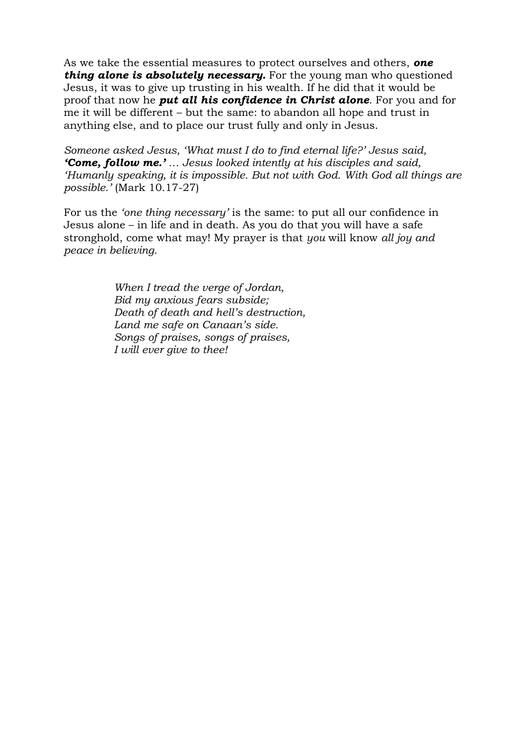As we take the essential measures to protect ourselves and others, ***one thing alone is absolutely necessary.*** For the young man who questioned Jesus, it was to give up trusting in his wealth. If he did that it would be proof that now he ***put all his confidence in Christ alone***. For you and for me it will be different – but the same: to abandon all hope and trust in anything else, and to place our trust fully and only in Jesus.

*Someone asked Jesus, 'What must I do to find eternal life?' Jesus said,* ***'Come, follow me.'*** *… Jesus looked intently at his disciples and said, 'Humanly speaking, it is impossible. But not with God. With God all things are possible.'* (Mark 10.17-27)

For us the *'one thing necessary'* is the same: to put all our confidence in Jesus alone – in life and in death. As you do that you will have a safe stronghold, come what may! My prayer is that *you* will know *all joy and peace in believing.*

> *When I tread the verge of Jordan,*
> *Bid my anxious fears subside;*
> *Death of death and hell's destruction,*
> *Land me safe on Canaan's side.*
> *Songs of praises, songs of praises,*
> *I will ever give to thee!*